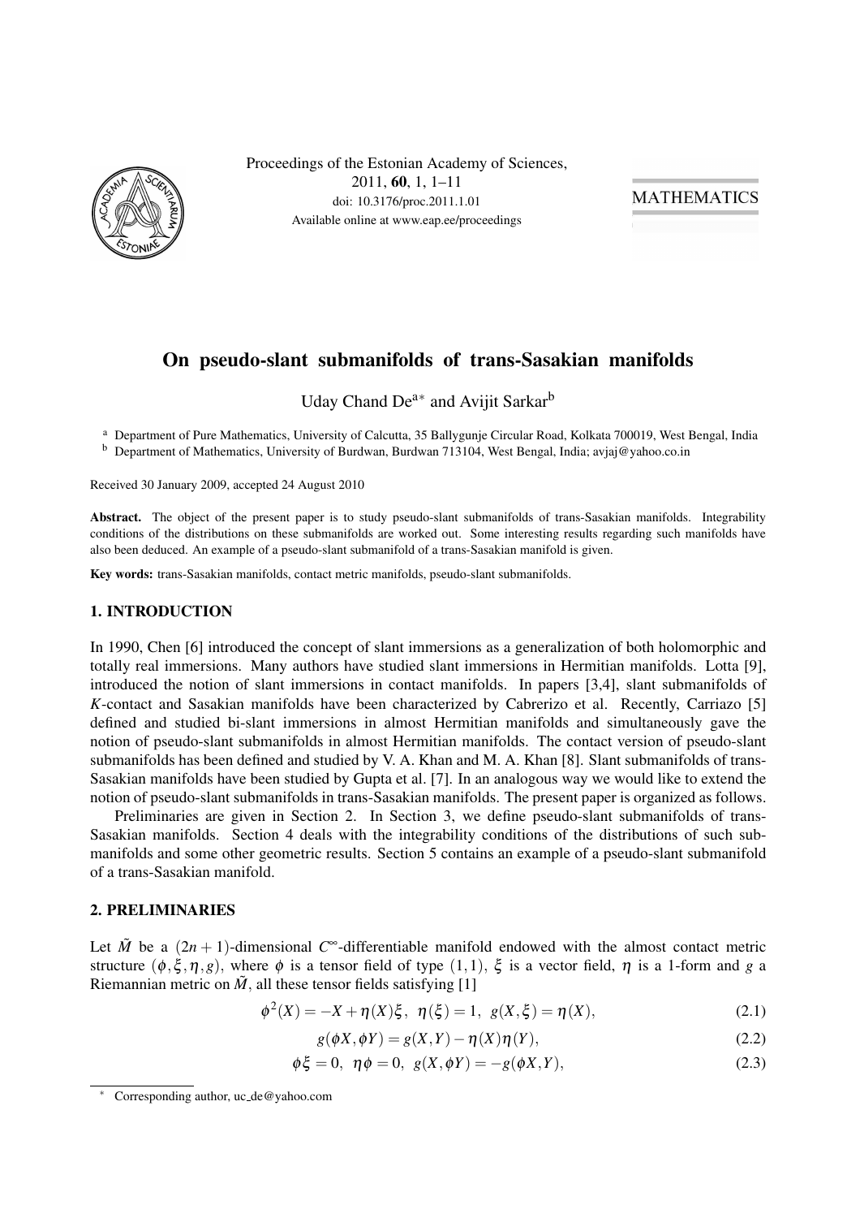# On pseudo-slant submanifolds of trans-Sasakian manifolds

Uday Chand De[a*] and Avijit Sarkar[b]

[a] Department of Pure Mathematics, University of Calcutta, 35 Ballygunje Circular Road, Kolkata 700019, West Bengal, India

[b] Department of Mathematics, University of Burdwan, Burdwan 713104, West Bengal, India; avjaj@yahoo.co.in

Received 30 January 2009, accepted 24 August 2010

**Abstract.** The object of the present paper is to study pseudo-slant submanifolds of trans-Sasakian manifolds. Integrability conditions of the distributions on these submanifolds are worked out. Some interesting results regarding such manifolds have also been deduced. An example of a pseudo-slant submanifold of a trans-Sasakian manifold is given.

**Key words:** trans-Sasakian manifolds, contact metric manifolds, pseudo-slant submanifolds.

## 1. INTRODUCTION

In 1990, Chen [6] introduced the concept of slant immersions as a generalization of both holomorphic and totally real immersions. Many authors have studied slant immersions in Hermitian manifolds. Lotta [9], introduced the notion of slant immersions in contact manifolds. In papers [3,4], slant submanifolds of *K*-contact and Sasakian manifolds have been characterized by Cabrerizo et al. Recently, Carriazo [5] defined and studied bi-slant immersions in almost Hermitian manifolds and simultaneously gave the notion of pseudo-slant submanifolds in almost Hermitian manifolds. The contact version of pseudo-slant submanifolds has been defined and studied by V. A. Khan and M. A. Khan [8]. Slant submanifolds of trans-Sasakian manifolds have been studied by Gupta et al. [7]. In an analogous way we would like to extend the notion of pseudo-slant submanifolds in trans-Sasakian manifolds. The present paper is organized as follows.

Preliminaries are given in Section 2. In Section 3, we define pseudo-slant submanifolds of trans-Sasakian manifolds. Section 4 deals with the integrability conditions of the distributions of such submanifolds and some other geometric results. Section 5 contains an example of a pseudo-slant submanifold of a trans-Sasakian manifold.

## 2. PRELIMINARIES

Let $\tilde{M}$ be a $(2n+1)$-dimensional $C^\infty$-differentiable manifold endowed with the almost contact metric structure $(\phi, \xi, \eta, g)$, where $\phi$ is a tensor field of type $(1,1)$, $\xi$ is a vector field, $\eta$ is a 1-form and $g$ a Riemannian metric on $\tilde{M}$, all these tensor fields satisfying [1]

$$\phi^2(X) = -X + \eta(X)\xi, \;\; \eta(\xi) = 1, \;\; g(X,\xi) = \eta(X), \tag{2.1}$$

$$g(\phi X, \phi Y) = g(X,Y) - \eta(X)\eta(Y), \tag{2.2}$$

$$\phi\xi = 0, \;\; \eta\phi = 0, \;\; g(X, \phi Y) = -g(\phi X, Y), \tag{2.3}$$

[*] Corresponding author, uc_de@yahoo.com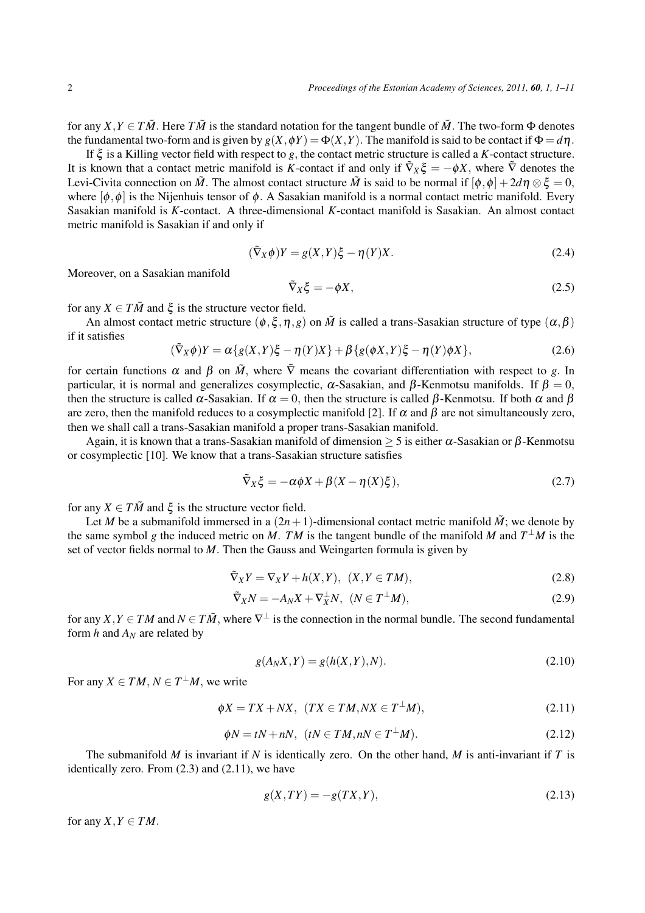for any $X,Y \in T\tilde{M}$. Here $T\tilde{M}$ is the standard notation for the tangent bundle of $\tilde{M}$. The two-form $\Phi$ denotes the fundamental two-form and is given by $g(X,\phi Y) = \Phi(X,Y)$. The manifold is said to be contact if $\Phi = d\eta$.

If $\xi$ is a Killing vector field with respect to $g$, the contact metric structure is called a $K$-contact structure. It is known that a contact metric manifold is $K$-contact if and only if $\tilde{\nabla}_X \xi = -\phi X$, where $\tilde{\nabla}$ denotes the Levi-Civita connection on $\tilde{M}$. The almost contact structure $\tilde{M}$ is said to be normal if $[\phi,\phi] + 2d\eta \otimes \xi = 0$, where $[\phi,\phi]$ is the Nijenhuis tensor of $\phi$. A Sasakian manifold is a normal contact metric manifold. Every Sasakian manifold is $K$-contact. A three-dimensional $K$-contact manifold is Sasakian. An almost contact metric manifold is Sasakian if and only if

$$(\tilde{\nabla}_X \phi)Y = g(X,Y)\xi - \eta(Y)X. \tag{2.4}$$

Moreover, on a Sasakian manifold

$$\tilde{\nabla}_X \xi = -\phi X, \tag{2.5}$$

for any $X \in T\tilde{M}$ and $\xi$ is the structure vector field.

An almost contact metric structure $(\phi, \xi, \eta, g)$ on $\tilde{M}$ is called a trans-Sasakian structure of type $(\alpha, \beta)$ if it satisfies

$$(\tilde{\nabla}_X \phi)Y = \alpha\{g(X,Y)\xi - \eta(Y)X\} + \beta\{g(\phi X,Y)\xi - \eta(Y)\phi X\}, \tag{2.6}$$

for certain functions $\alpha$ and $\beta$ on $\tilde{M}$, where $\tilde{\nabla}$ means the covariant differentiation with respect to $g$. In particular, it is normal and generalizes cosymplectic, $\alpha$-Sasakian, and $\beta$-Kenmotsu manifolds. If $\beta = 0$, then the structure is called $\alpha$-Sasakian. If $\alpha = 0$, then the structure is called $\beta$-Kenmotsu. If both $\alpha$ and $\beta$ are zero, then the manifold reduces to a cosymplectic manifold [2]. If $\alpha$ and $\beta$ are not simultaneously zero, then we shall call a trans-Sasakian manifold a proper trans-Sasakian manifold.

Again, it is known that a trans-Sasakian manifold of dimension $\geq 5$ is either $\alpha$-Sasakian or $\beta$-Kenmotsu or cosymplectic [10]. We know that a trans-Sasakian structure satisfies

$$\tilde{\nabla}_X \xi = -\alpha\phi X + \beta(X - \eta(X)\xi), \tag{2.7}$$

for any $X \in T\tilde{M}$ and $\xi$ is the structure vector field.

Let $M$ be a submanifold immersed in a $(2n+1)$-dimensional contact metric manifold $\tilde{M}$; we denote by the same symbol $g$ the induced metric on $M$. $TM$ is the tangent bundle of the manifold $M$ and $T^{\perp}M$ is the set of vector fields normal to $M$. Then the Gauss and Weingarten formula is given by

$$\tilde{\nabla}_X Y = \nabla_X Y + h(X,Y), \ \ (X,Y \in TM), \tag{2.8}$$

$$\tilde{\nabla}_X N = -A_N X + \nabla^{\perp}_X N, \ \ (N \in T^{\perp}M), \tag{2.9}$$

for any $X,Y \in TM$ and $N \in T\tilde{M}$, where $\nabla^{\perp}$ is the connection in the normal bundle. The second fundamental form $h$ and $A_N$ are related by

$$g(A_N X,Y) = g(h(X,Y),N). \tag{2.10}$$

For any $X \in TM$, $N \in T^{\perp}M$, we write

$$\phi X = TX + NX, \ \ (TX \in TM, NX \in T^{\perp}M), \tag{2.11}$$

$$\phi N = tN + nN, \ \ (tN \in TM, nN \in T^{\perp}M). \tag{2.12}$$

The submanifold $M$ is invariant if $N$ is identically zero. On the other hand, $M$ is anti-invariant if $T$ is identically zero. From (2.3) and (2.11), we have

$$g(X,TY) = -g(TX,Y), \tag{2.13}$$

for any $X,Y \in TM$.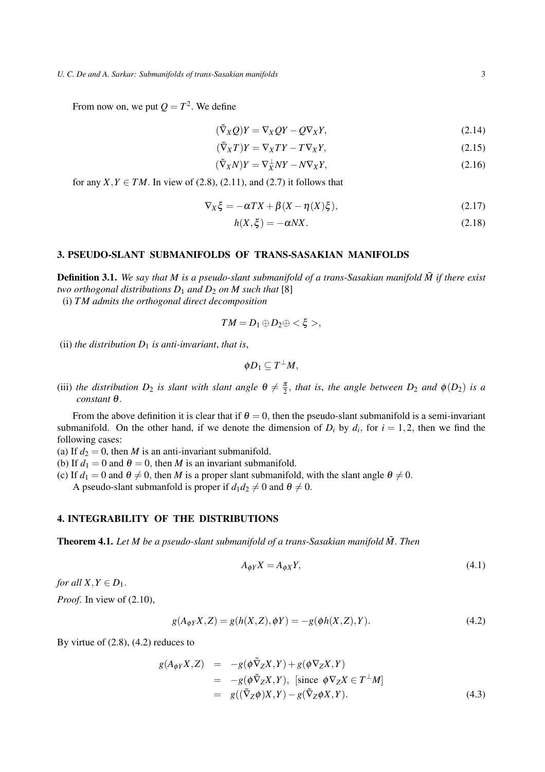From now on, we put $Q = T^2$. We define

$$(\tilde{\nabla}_X Q)Y = \nabla_X QY - Q\nabla_X Y, \tag{2.14}$$

$$(\tilde{\nabla}_X T)Y = \nabla_X TY - T\nabla_X Y, \tag{2.15}$$

$$(\tilde{\nabla}_X N)Y = \nabla^{\perp}_X NY - N\nabla_X Y, \tag{2.16}$$

for any $X, Y \in TM$. In view of (2.8), (2.11), and (2.7) it follows that

$$\nabla_X \xi = -\alpha TX + \beta(X - \eta(X)\xi), \tag{2.17}$$

$$h(X, \xi) = -\alpha NX. \tag{2.18}$$

## 3. PSEUDO-SLANT SUBMANIFOLDS OF TRANS-SASAKIAN MANIFOLDS

**Definition 3.1.** *We say that $M$ is a pseudo-slant submanifold of a trans-Sasakian manifold $\tilde{M}$ if there exist two orthogonal distributions $D_1$ and $D_2$ on $M$ such that* [8]

(i) *$TM$ admits the orthogonal direct decomposition*

$$TM = D_1 \oplus D_2 \oplus < \xi >,$$

(ii) *the distribution $D_1$ is anti-invariant, that is,*

$$\phi D_1 \subseteq T^{\perp}M,$$

(iii) *the distribution $D_2$ is slant with slant angle $\theta \neq \frac{\pi}{2}$, that is, the angle between $D_2$ and $\phi(D_2)$ is a constant $\theta$.*

From the above definition it is clear that if $\theta = 0$, then the pseudo-slant submanifold is a semi-invariant submanifold. On the other hand, if we denote the dimension of $D_i$ by $d_i$, for $i = 1, 2$, then we find the following cases:

(a) If $d_2 = 0$, then $M$ is an anti-invariant submanifold.

(b) If $d_1 = 0$ and $\theta = 0$, then $M$ is an invariant submanifold.

(c) If $d_1 = 0$ and $\theta \neq 0$, then $M$ is a proper slant submanifold, with the slant angle $\theta \neq 0$.

A pseudo-slant submanfold is proper if $d_1 d_2 \neq 0$ and $\theta \neq 0$.

## 4. INTEGRABILITY OF THE DISTRIBUTIONS

**Theorem 4.1.** *Let $M$ be a pseudo-slant submanifold of a trans-Sasakian manifold $\tilde{M}$. Then*

$$A_{\phi Y}X = A_{\phi X}Y, \tag{4.1}$$

*for all $X, Y \in D_1$.*

*Proof.* In view of (2.10),

$$g(A_{\phi Y}X, Z) = g(h(X, Z), \phi Y) = -g(\phi h(X, Z), Y). \tag{4.2}$$

By virtue of (2.8), (4.2) reduces to

$$\begin{aligned} g(A_{\phi Y}X, Z) &= -g(\phi\tilde{\nabla}_Z X, Y) + g(\phi\nabla_Z X, Y) \\ &= -g(\phi\tilde{\nabla}_Z X, Y), \ \text{[since } \phi\nabla_Z X \in T^{\perp}M] \\ &= g((\tilde{\nabla}_Z \phi)X, Y) - g(\tilde{\nabla}_Z \phi X, Y). \end{aligned} \tag{4.3}$$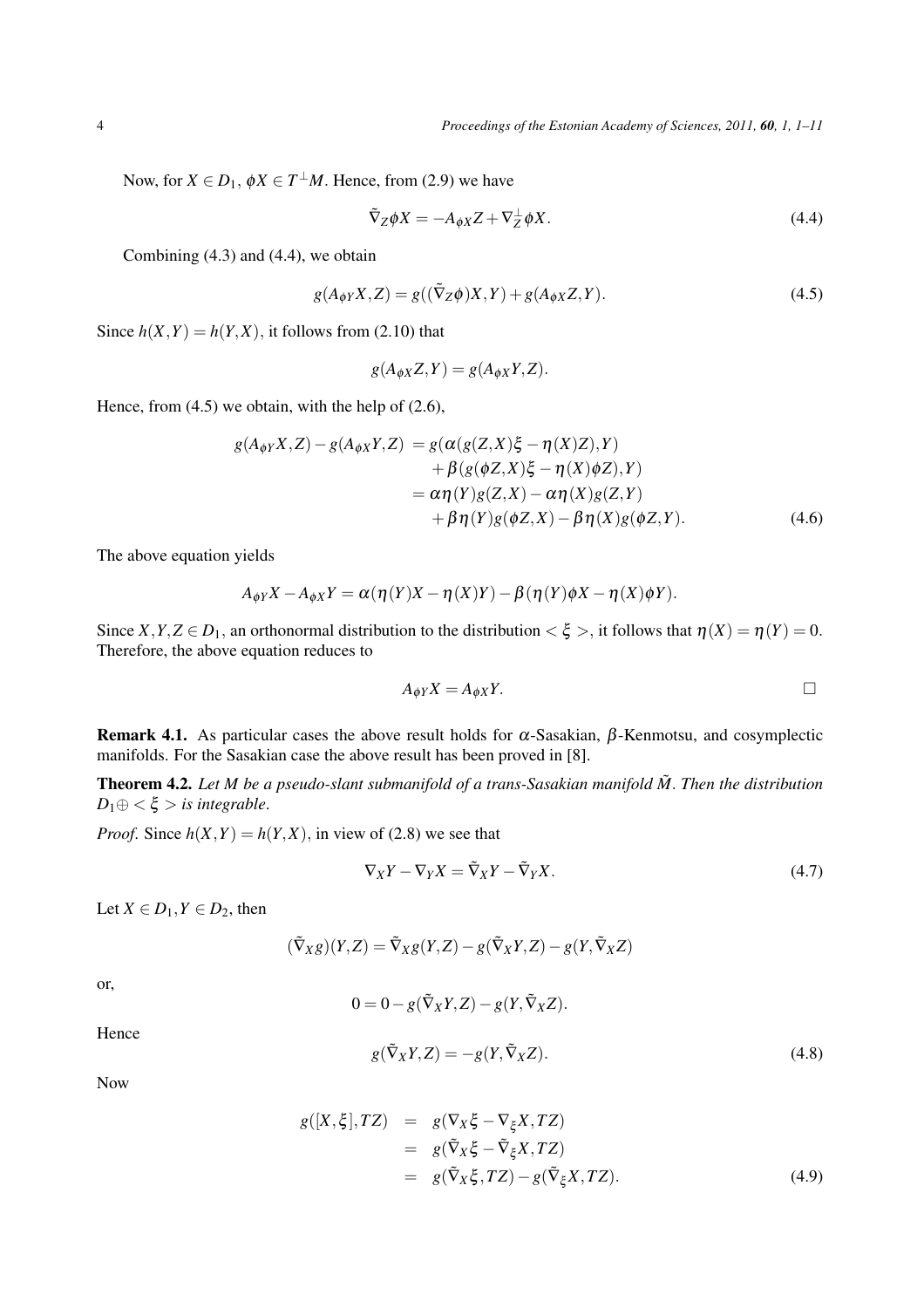Now, for $X \in D_1$, $\phi X \in T^{\perp}M$. Hence, from (2.9) we have

$$\tilde{\nabla}_Z \phi X = -A_{\phi X} Z + \nabla^{\perp}_Z \phi X. \tag{4.4}$$

Combining (4.3) and (4.4), we obtain

$$g(A_{\phi Y} X, Z) = g((\tilde{\nabla}_Z \phi) X, Y) + g(A_{\phi X} Z, Y). \tag{4.5}$$

Since $h(X,Y) = h(Y,X)$, it follows from (2.10) that

$$g(A_{\phi X} Z, Y) = g(A_{\phi X} Y, Z).$$

Hence, from (4.5) we obtain, with the help of (2.6),

$$\begin{aligned}
g(A_{\phi Y} X, Z) - g(A_{\phi X} Y, Z) &= g(\alpha(g(Z,X)\xi - \eta(X)Z), Y) \\
&\quad + \beta(g(\phi Z, X)\xi - \eta(X)\phi Z), Y) \\
&= \alpha \eta(Y) g(Z,X) - \alpha \eta(X) g(Z,Y) \\
&\quad + \beta \eta(Y) g(\phi Z, X) - \beta \eta(X) g(\phi Z, Y).
\end{aligned} \tag{4.6}$$

The above equation yields

$$A_{\phi Y} X - A_{\phi X} Y = \alpha(\eta(Y)X - \eta(X)Y) - \beta(\eta(Y)\phi X - \eta(X)\phi Y).$$

Since $X, Y, Z \in D_1$, an orthonormal distribution to the distribution $< \xi >$, it follows that $\eta(X) = \eta(Y) = 0$. Therefore, the above equation reduces to

$$A_{\phi Y} X = A_{\phi X} Y. \qquad \square$$

**Remark 4.1.** As particular cases the above result holds for $\alpha$-Sasakian, $\beta$-Kenmotsu, and cosymplectic manifolds. For the Sasakian case the above result has been proved in [8].

**Theorem 4.2.** *Let $M$ be a pseudo-slant submanifold of a trans-Sasakian manifold $\tilde{M}$. Then the distribution $D_1 \oplus < \xi >$ is integrable.*

*Proof.* Since $h(X,Y) = h(Y,X)$, in view of (2.8) we see that

$$\nabla_X Y - \nabla_Y X = \tilde{\nabla}_X Y - \tilde{\nabla}_Y X. \tag{4.7}$$

Let $X \in D_1, Y \in D_2$, then

$$(\tilde{\nabla}_X g)(Y, Z) = \tilde{\nabla}_X g(Y, Z) - g(\tilde{\nabla}_X Y, Z) - g(Y, \tilde{\nabla}_X Z)$$

or,

$$0 = 0 - g(\tilde{\nabla}_X Y, Z) - g(Y, \tilde{\nabla}_X Z).$$

Hence

$$g(\tilde{\nabla}_X Y, Z) = -g(Y, \tilde{\nabla}_X Z). \tag{4.8}$$

Now

$$\begin{aligned}
g([X,\xi], TZ) &= g(\nabla_X \xi - \nabla_\xi X, TZ) \\
&= g(\tilde{\nabla}_X \xi - \tilde{\nabla}_\xi X, TZ) \\
&= g(\tilde{\nabla}_X \xi, TZ) - g(\tilde{\nabla}_\xi X, TZ).
\end{aligned} \tag{4.9}$$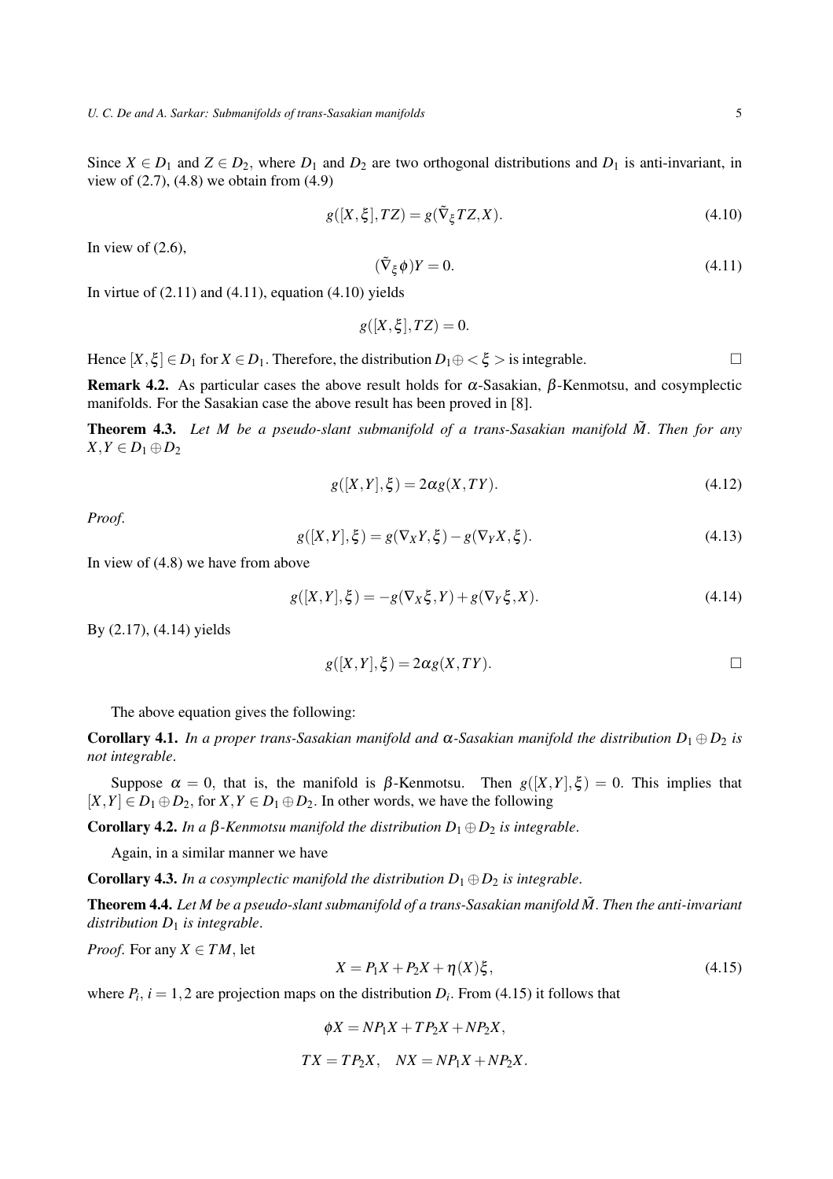Since $X \in D_1$ and $Z \in D_2$, where $D_1$ and $D_2$ are two orthogonal distributions and $D_1$ is anti-invariant, in view of (2.7), (4.8) we obtain from (4.9)

$$g([X,\xi],TZ) = g(\tilde{\nabla}_\xi TZ, X). \tag{4.10}$$

In view of (2.6),

$$(\tilde{\nabla}_\xi \phi)Y = 0. \tag{4.11}$$

In virtue of (2.11) and (4.11), equation (4.10) yields

$$g([X,\xi],TZ) = 0.$$

Hence $[X,\xi] \in D_1$ for $X \in D_1$. Therefore, the distribution $D_1 \oplus <\xi>$ is integrable. □

**Remark 4.2.** As particular cases the above result holds for $\alpha$-Sasakian, $\beta$-Kenmotsu, and cosymplectic manifolds. For the Sasakian case the above result has been proved in [8].

**Theorem 4.3.** *Let $M$ be a pseudo-slant submanifold of a trans-Sasakian manifold $\tilde{M}$. Then for any $X,Y \in D_1 \oplus D_2$*

$$g([X,Y],\xi) = 2\alpha g(X,TY). \tag{4.12}$$

*Proof.*

$$g([X,Y],\xi) = g(\nabla_X Y,\xi) - g(\nabla_Y X,\xi). \tag{4.13}$$

In view of (4.8) we have from above

$$g([X,Y],\xi) = -g(\nabla_X \xi, Y) + g(\nabla_Y \xi, X). \tag{4.14}$$

By (2.17), (4.14) yields

$$g([X,Y],\xi) = 2\alpha g(X,TY).$$ □

The above equation gives the following:

**Corollary 4.1.** *In a proper trans-Sasakian manifold and $\alpha$-Sasakian manifold the distribution $D_1 \oplus D_2$ is not integrable.*

Suppose $\alpha = 0$, that is, the manifold is $\beta$-Kenmotsu. Then $g([X,Y],\xi) = 0$. This implies that $[X,Y] \in D_1 \oplus D_2$, for $X,Y \in D_1 \oplus D_2$. In other words, we have the following

**Corollary 4.2.** *In a $\beta$-Kenmotsu manifold the distribution $D_1 \oplus D_2$ is integrable.*

Again, in a similar manner we have

**Corollary 4.3.** *In a cosymplectic manifold the distribution $D_1 \oplus D_2$ is integrable.*

**Theorem 4.4.** *Let $M$ be a pseudo-slant submanifold of a trans-Sasakian manifold $\tilde{M}$. Then the anti-invariant distribution $D_1$ is integrable.*

*Proof.* For any $X \in TM$, let

$$X = P_1 X + P_2 X + \eta(X)\xi, \tag{4.15}$$

where $P_i$, $i = 1,2$ are projection maps on the distribution $D_i$. From (4.15) it follows that

$$\phi X = NP_1 X + TP_2 X + NP_2 X,$$

$$TX = TP_2 X, \quad NX = NP_1 X + NP_2 X.$$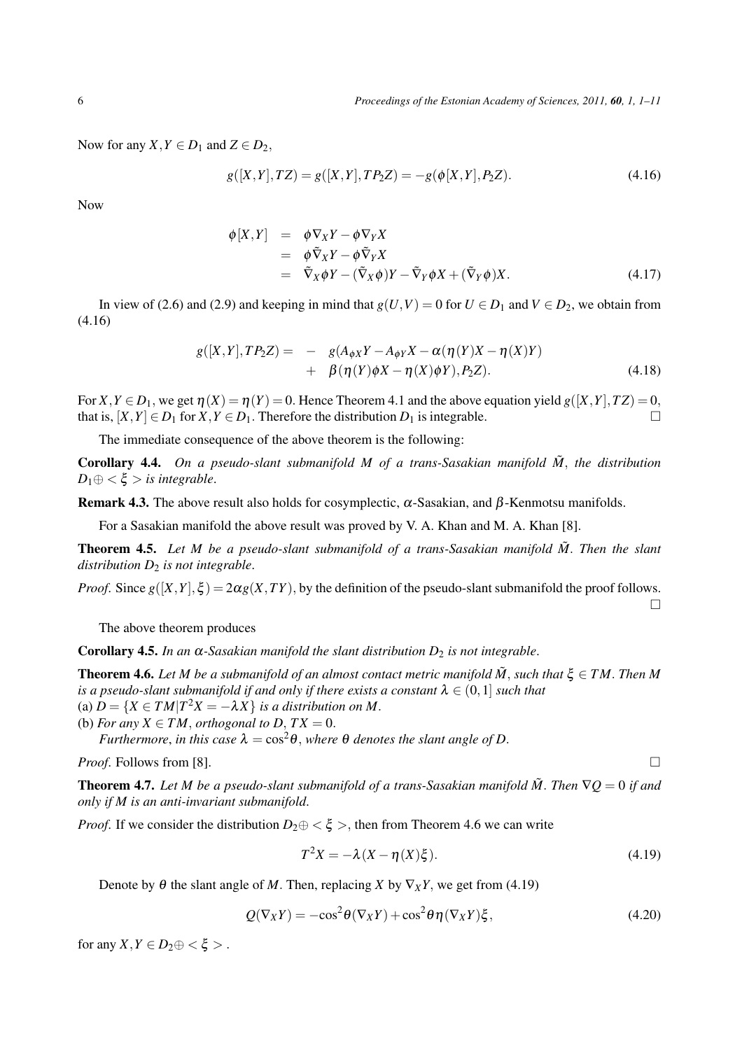Now for any $X, Y \in D_1$ and $Z \in D_2$,

$$g([X,Y],TZ) = g([X,Y],TP_2Z) = -g(\phi[X,Y],P_2Z). \tag{4.16}$$

Now

$$\begin{aligned}
\phi[X,Y] &= \phi\nabla_X Y - \phi\nabla_Y X \\
&= \phi\tilde{\nabla}_X Y - \phi\tilde{\nabla}_Y X \\
&= \tilde{\nabla}_X \phi Y - (\tilde{\nabla}_X \phi)Y - \tilde{\nabla}_Y \phi X + (\tilde{\nabla}_Y \phi)X.
\end{aligned} \tag{4.17}$$

In view of (2.6) and (2.9) and keeping in mind that $g(U,V) = 0$ for $U \in D_1$ and $V \in D_2$, we obtain from (4.16)

$$\begin{aligned}
g([X,Y],TP_2Z) = &- g(A_{\phi X}Y - A_{\phi Y}X - \alpha(\eta(Y)X - \eta(X)Y) \\
&+ \beta(\eta(Y)\phi X - \eta(X)\phi Y), P_2Z).
\end{aligned} \tag{4.18}$$

For $X, Y \in D_1$, we get $\eta(X) = \eta(Y) = 0$. Hence Theorem 4.1 and the above equation yield $g([X,Y],TZ) = 0$, that is, $[X,Y] \in D_1$ for $X, Y \in D_1$. Therefore the distribution $D_1$ is integrable. □

The immediate consequence of the above theorem is the following:

**Corollary 4.4.** *On a pseudo-slant submanifold $M$ of a trans-Sasakian manifold $\tilde{M}$, the distribution $D_1 \oplus <\xi>$ is integrable.*

**Remark 4.3.** The above result also holds for cosymplectic, $\alpha$-Sasakian, and $\beta$-Kenmotsu manifolds.

For a Sasakian manifold the above result was proved by V. A. Khan and M. A. Khan [8].

**Theorem 4.5.** *Let $M$ be a pseudo-slant submanifold of a trans-Sasakian manifold $\tilde{M}$. Then the slant distribution $D_2$ is not integrable.*

*Proof.* Since $g([X,Y],\xi) = 2\alpha g(X,TY)$, by the definition of the pseudo-slant submanifold the proof follows. □

The above theorem produces

**Corollary 4.5.** *In an $\alpha$-Sasakian manifold the slant distribution $D_2$ is not integrable.*

**Theorem 4.6.** *Let $M$ be a submanifold of an almost contact metric manifold $\tilde{M}$, such that $\xi \in TM$. Then $M$ is a pseudo-slant submanifold if and only if there exists a constant $\lambda \in (0,1]$ such that*
*(a) $D = \{X \in TM | T^2X = -\lambda X\}$ is a distribution on $M$.*
*(b) For any $X \in TM$, orthogonal to $D$, $TX = 0$.*
*Furthermore, in this case $\lambda = \cos^2\theta$, where $\theta$ denotes the slant angle of $D$.*

*Proof.* Follows from [8]. □

**Theorem 4.7.** *Let $M$ be a pseudo-slant submanifold of a trans-Sasakian manifold $\tilde{M}$. Then $\nabla Q = 0$ if and only if $M$ is an anti-invariant submanifold.*

*Proof.* If we consider the distribution $D_2 \oplus <\xi>$, then from Theorem 4.6 we can write

$$T^2X = -\lambda(X - \eta(X)\xi). \tag{4.19}$$

Denote by $\theta$ the slant angle of $M$. Then, replacing $X$ by $\nabla_X Y$, we get from (4.19)

$$Q(\nabla_X Y) = -\cos^2\theta(\nabla_X Y) + \cos^2\theta\,\eta(\nabla_X Y)\xi, \tag{4.20}$$

for any $X, Y \in D_2 \oplus <\xi>$.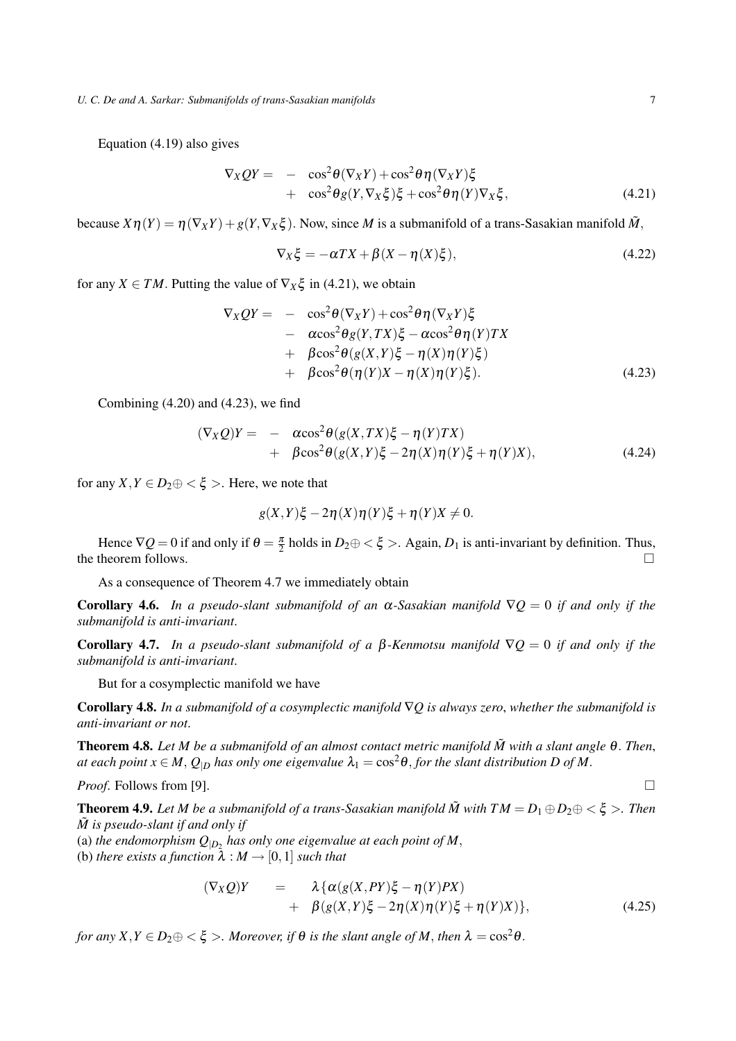Equation (4.19) also gives

$$\begin{aligned}\nabla_X QY = & -\cos^2\theta(\nabla_X Y) + \cos^2\theta\eta(\nabla_X Y)\xi \\ & + \cos^2\theta g(Y, \nabla_X \xi)\xi + \cos^2\theta\eta(Y)\nabla_X \xi,\end{aligned} \tag{4.21}$$

because $X\eta(Y) = \eta(\nabla_X Y) + g(Y, \nabla_X \xi)$. Now, since $M$ is a submanifold of a trans-Sasakian manifold $\tilde{M}$,

$$\nabla_X \xi = -\alpha TX + \beta(X - \eta(X)\xi), \tag{4.22}$$

for any $X \in TM$. Putting the value of $\nabla_X \xi$ in (4.21), we obtain

$$\begin{aligned}\nabla_X QY = & -\cos^2\theta(\nabla_X Y) + \cos^2\theta\eta(\nabla_X Y)\xi \\ & - \alpha\cos^2\theta g(Y, TX)\xi - \alpha\cos^2\theta\eta(Y)TX \\ & + \beta\cos^2\theta(g(X,Y)\xi - \eta(X)\eta(Y)\xi) \\ & + \beta\cos^2\theta(\eta(Y)X - \eta(X)\eta(Y)\xi).\end{aligned} \tag{4.23}$$

Combining (4.20) and (4.23), we find

$$\begin{aligned}(\nabla_X Q)Y = & -\alpha\cos^2\theta(g(X, TX)\xi - \eta(Y)TX) \\ & + \beta\cos^2\theta(g(X,Y)\xi - 2\eta(X)\eta(Y)\xi + \eta(Y)X),\end{aligned} \tag{4.24}$$

for any $X, Y \in D_2 \oplus < \xi >$. Here, we note that

$$g(X,Y)\xi - 2\eta(X)\eta(Y)\xi + \eta(Y)X \neq 0.$$

Hence $\nabla Q = 0$ if and only if $\theta = \frac{\pi}{2}$ holds in $D_2 \oplus < \xi >$. Again, $D_1$ is anti-invariant by definition. Thus, the theorem follows. □

As a consequence of Theorem 4.7 we immediately obtain

**Corollary 4.6.** *In a pseudo-slant submanifold of an $\alpha$-Sasakian manifold $\nabla Q = 0$ if and only if the submanifold is anti-invariant.*

**Corollary 4.7.** *In a pseudo-slant submanifold of a $\beta$-Kenmotsu manifold $\nabla Q = 0$ if and only if the submanifold is anti-invariant.*

But for a cosymplectic manifold we have

**Corollary 4.8.** *In a submanifold of a cosymplectic manifold $\nabla Q$ is always zero, whether the submanifold is anti-invariant or not.*

**Theorem 4.8.** *Let $M$ be a submanifold of an almost contact metric manifold $\tilde{M}$ with a slant angle $\theta$. Then, at each point $x \in M$, $Q_{|D}$ has only one eigenvalue $\lambda_1 = \cos^2\theta$, for the slant distribution $D$ of $M$.*

*Proof.* Follows from [9]. □

**Theorem 4.9.** *Let $M$ be a submanifold of a trans-Sasakian manifold $\tilde{M}$ with $TM = D_1 \oplus D_2 \oplus < \xi >$. Then $\tilde{M}$ is pseudo-slant if and only if*
(a) *the endomorphism $Q_{|D_2}$ has only one eigenvalue at each point of $M$,*
(b) *there exists a function $\lambda : M \to [0,1]$ such that*

$$\begin{aligned}(\nabla_X Q)Y \quad = \quad & \lambda\{\alpha(g(X,PY)\xi - \eta(Y)PX) \\ & + \beta(g(X,Y)\xi - 2\eta(X)\eta(Y)\xi + \eta(Y)X)\},\end{aligned} \tag{4.25}$$

*for any $X, Y \in D_2 \oplus < \xi >$. Moreover, if $\theta$ is the slant angle of $M$, then $\lambda = \cos^2\theta$.*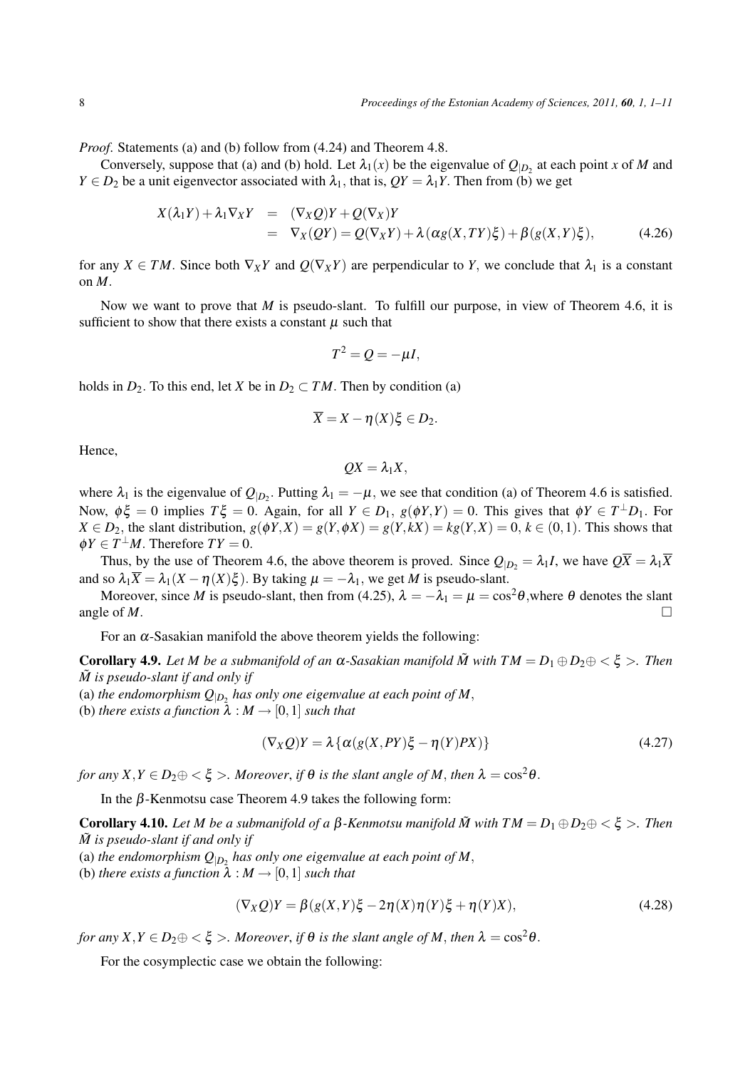*Proof.* Statements (a) and (b) follow from (4.24) and Theorem 4.8.

Conversely, suppose that (a) and (b) hold. Let $\lambda_1(x)$ be the eigenvalue of $Q_{|D_2}$ at each point $x$ of $M$ and $Y \in D_2$ be a unit eigenvector associated with $\lambda_1$, that is, $QY = \lambda_1 Y$. Then from (b) we get

$$
\begin{aligned}
X(\lambda_1 Y) + \lambda_1 \nabla_X Y &= (\nabla_X Q)Y + Q(\nabla_X)Y \\
&= \nabla_X(QY) = Q(\nabla_X Y) + \lambda(\alpha g(X,TY)\xi) + \beta(g(X,Y)\xi),
\end{aligned} \tag{4.26}
$$

for any $X \in TM$. Since both $\nabla_X Y$ and $Q(\nabla_X Y)$ are perpendicular to $Y$, we conclude that $\lambda_1$ is a constant on $M$.

Now we want to prove that $M$ is pseudo-slant. To fulfill our purpose, in view of Theorem 4.6, it is sufficient to show that there exists a constant $\mu$ such that

$$T^2 = Q = -\mu I,$$

holds in $D_2$. To this end, let $X$ be in $D_2 \subset TM$. Then by condition (a)

$$\overline{X} = X - \eta(X)\xi \in D_2.$$

Hence,

$$QX = \lambda_1 X,$$

where $\lambda_1$ is the eigenvalue of $Q_{|D_2}$. Putting $\lambda_1 = -\mu$, we see that condition (a) of Theorem 4.6 is satisfied. Now, $\phi\xi = 0$ implies $T\xi = 0$. Again, for all $Y \in D_1$, $g(\phi Y, Y) = 0$. This gives that $\phi Y \in T^{\perp}D_1$. For $X \in D_2$, the slant distribution, $g(\phi Y, X) = g(Y, \phi X) = g(Y, kX) = kg(Y, X) = 0$, $k \in (0,1)$. This shows that $\phi Y \in T^{\perp}M$. Therefore $TY = 0$.

Thus, by the use of Theorem 4.6, the above theorem is proved. Since $Q_{|D_2} = \lambda_1 I$, we have $Q\overline{X} = \lambda_1 \overline{X}$ and so $\lambda_1 \overline{X} = \lambda_1(X - \eta(X)\xi)$. By taking $\mu = -\lambda_1$, we get $M$ is pseudo-slant.

Moreover, since $M$ is pseudo-slant, then from (4.25), $\lambda = -\lambda_1 = \mu = \cos^2\theta$, where $\theta$ denotes the slant angle of $M$. □

For an $\alpha$-Sasakian manifold the above theorem yields the following:

**Corollary 4.9.** *Let $M$ be a submanifold of an $\alpha$-Sasakian manifold $\tilde{M}$ with $TM = D_1 \oplus D_2 \oplus <\xi>$. Then $\tilde{M}$ is pseudo-slant if and only if*
(a) *the endomorphism $Q_{|D_2}$ has only one eigenvalue at each point of $M$,*
(b) *there exists a function $\lambda : M \to [0,1]$ such that*

$$(\nabla_X Q)Y = \lambda\{\alpha(g(X,PY)\xi - \eta(Y)PX)\} \tag{4.27}$$

*for any $X, Y \in D_2 \oplus <\xi>$. Moreover, if $\theta$ is the slant angle of $M$, then $\lambda = \cos^2\theta$.*

In the $\beta$-Kenmotsu case Theorem 4.9 takes the following form:

**Corollary 4.10.** *Let $M$ be a submanifold of a $\beta$-Kenmotsu manifold $\tilde{M}$ with $TM = D_1 \oplus D_2 \oplus <\xi>$. Then $\tilde{M}$ is pseudo-slant if and only if*
(a) *the endomorphism $Q_{|D_2}$ has only one eigenvalue at each point of $M$,*
(b) *there exists a function $\lambda : M \to [0,1]$ such that*

$$(\nabla_X Q)Y = \beta(g(X,Y)\xi - 2\eta(X)\eta(Y)\xi + \eta(Y)X), \tag{4.28}$$

*for any $X, Y \in D_2 \oplus <\xi>$. Moreover, if $\theta$ is the slant angle of $M$, then $\lambda = \cos^2\theta$.*

For the cosymplectic case we obtain the following: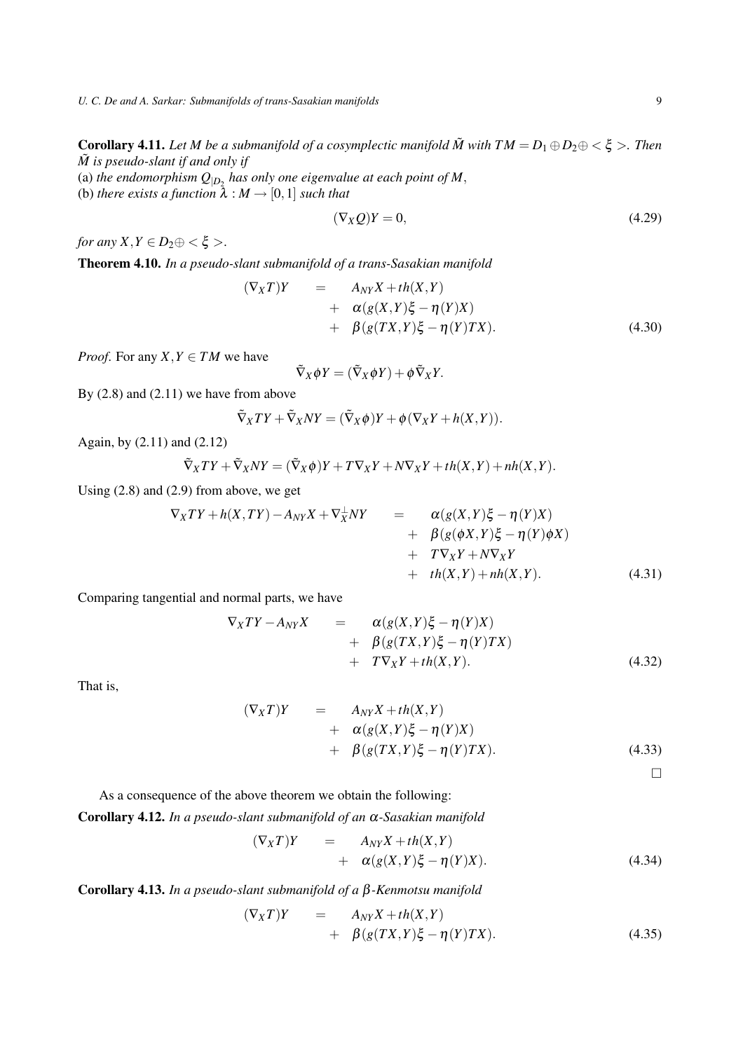**Corollary 4.11.** *Let $M$ be a submanifold of a cosymplectic manifold $\tilde{M}$ with $TM = D_1 \oplus D_2 \oplus <\xi>$. Then $\tilde{M}$ is pseudo-slant if and only if*

(a) *the endomorphism $Q_{|D_2}$ has only one eigenvalue at each point of $M$,*

(b) *there exists a function $\lambda : M \to [0,1]$ such that*

$$(\nabla_X Q)Y = 0, \tag{4.29}$$

*for any $X, Y \in D_2 \oplus <\xi>$.*

**Theorem 4.10.** *In a pseudo-slant submanifold of a trans-Sasakian manifold*

$$\begin{aligned}(\nabla_X T)Y \quad &= \quad A_{NY}X + th(X,Y)\\ &+ \quad \alpha(g(X,Y)\xi - \eta(Y)X)\\ &+ \quad \beta(g(TX,Y)\xi - \eta(Y)TX).\end{aligned} \tag{4.30}$$

*Proof.* For any $X, Y \in TM$ we have

$$\tilde{\nabla}_X \phi Y = (\tilde{\nabla}_X \phi Y) + \phi \tilde{\nabla}_X Y.$$

By (2.8) and (2.11) we have from above

$$\tilde{\nabla}_X TY + \tilde{\nabla}_X NY = (\tilde{\nabla}_X \phi)Y + \phi(\nabla_X Y + h(X,Y)).$$

Again, by (2.11) and (2.12)

$$\tilde{\nabla}_X TY + \tilde{\nabla}_X NY = (\tilde{\nabla}_X \phi)Y + T\nabla_X Y + N\nabla_X Y + th(X,Y) + nh(X,Y).$$

Using (2.8) and (2.9) from above, we get

$$\begin{aligned}\nabla_X TY + h(X,TY) - A_{NY}X + \nabla_X^{\perp} NY \quad &= \quad \alpha(g(X,Y)\xi - \eta(Y)X)\\ &+ \quad \beta(g(\phi X,Y)\xi - \eta(Y)\phi X)\\ &+ \quad T\nabla_X Y + N\nabla_X Y\\ &+ \quad th(X,Y) + nh(X,Y).\end{aligned} \tag{4.31}$$

Comparing tangential and normal parts, we have

$$\begin{aligned}\nabla_X TY - A_{NY}X \quad &= \quad \alpha(g(X,Y)\xi - \eta(Y)X)\\ &+ \quad \beta(g(TX,Y)\xi - \eta(Y)TX)\\ &+ \quad T\nabla_X Y + th(X,Y).\end{aligned} \tag{4.32}$$

That is,

$$\begin{aligned}(\nabla_X T)Y \quad &= \quad A_{NY}X + th(X,Y)\\ &+ \quad \alpha(g(X,Y)\xi - \eta(Y)X)\\ &+ \quad \beta(g(TX,Y)\xi - \eta(Y)TX).\end{aligned} \tag{4.33}$$

□

As a consequence of the above theorem we obtain the following:

**Corollary 4.12.** *In a pseudo-slant submanifold of an $\alpha$-Sasakian manifold*

$$\begin{aligned}(\nabla_X T)Y \quad &= \quad A_{NY}X + th(X,Y)\\ &+ \quad \alpha(g(X,Y)\xi - \eta(Y)X).\end{aligned} \tag{4.34}$$

**Corollary 4.13.** *In a pseudo-slant submanifold of a $\beta$-Kenmotsu manifold*

$$\begin{aligned}(\nabla_X T)Y \quad &= \quad A_{NY}X + th(X,Y)\\ &+ \quad \beta(g(TX,Y)\xi - \eta(Y)TX).\end{aligned} \tag{4.35}$$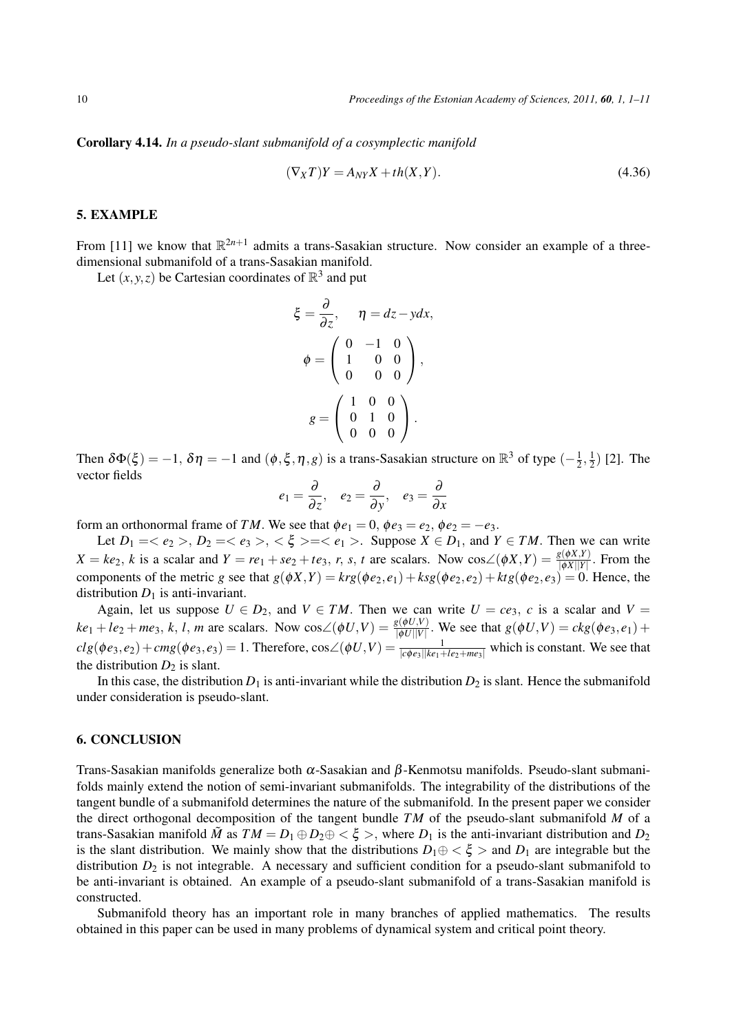**Corollary 4.14.** *In a pseudo-slant submanifold of a cosymplectic manifold*

$$(\nabla_X T)Y = A_{NY}X + th(X,Y). \tag{4.36}$$

## 5. EXAMPLE

From [11] we know that $\mathbb{R}^{2n+1}$ admits a trans-Sasakian structure. Now consider an example of a three-dimensional submanifold of a trans-Sasakian manifold.

Let $(x,y,z)$ be Cartesian coordinates of $\mathbb{R}^3$ and put

$$\xi = \frac{\partial}{\partial z}, \qquad \eta = dz - y dx,$$

$$\phi = \begin{pmatrix} 0 & -1 & 0 \\ 1 & 0 & 0 \\ 0 & 0 & 0 \end{pmatrix},$$

$$g = \begin{pmatrix} 1 & 0 & 0 \\ 0 & 1 & 0 \\ 0 & 0 & 0 \end{pmatrix}.$$

Then $\delta\Phi(\xi) = -1$, $\delta\eta = -1$ and $(\phi, \xi, \eta, g)$ is a trans-Sasakian structure on $\mathbb{R}^3$ of type $(-\frac{1}{2}, \frac{1}{2})$ [2]. The vector fields

$$e_1 = \frac{\partial}{\partial z}, \quad e_2 = \frac{\partial}{\partial y}, \quad e_3 = \frac{\partial}{\partial x}$$

form an orthonormal frame of $TM$. We see that $\phi e_1 = 0$, $\phi e_3 = e_2$, $\phi e_2 = -e_3$.

Let $D_1 = < e_2 >$, $D_2 = < e_3 >$, $< \xi > = < e_1 >$. Suppose $X \in D_1$, and $Y \in TM$. Then we can write $X = ke_2$, $k$ is a scalar and $Y = re_1 + se_2 + te_3$, $r$, $s$, $t$ are scalars. Now $\cos\angle(\phi X, Y) = \frac{g(\phi X, Y)}{|\phi X||Y|}$. From the components of the metric $g$ see that $g(\phi X, Y) = krg(\phi e_2, e_1) + ksg(\phi e_2, e_2) + ktg(\phi e_2, e_3) = 0$. Hence, the distribution $D_1$ is anti-invariant.

Again, let us suppose $U \in D_2$, and $V \in TM$. Then we can write $U = ce_3$, $c$ is a scalar and $V = ke_1 + le_2 + me_3$, $k$, $l$, $m$ are scalars. Now $\cos\angle(\phi U, V) = \frac{g(\phi U, V)}{|\phi U||V|}$. We see that $g(\phi U, V) = ckg(\phi e_3, e_1) + clg(\phi e_3, e_2) + cmg(\phi e_3, e_3) = 1$. Therefore, $\cos\angle(\phi U, V) = \frac{1}{|c\phi e_3||ke_1 + le_2 + me_3|}$ which is constant. We see that the distribution $D_2$ is slant.

In this case, the distribution $D_1$ is anti-invariant while the distribution $D_2$ is slant. Hence the submanifold under consideration is pseudo-slant.

## 6. CONCLUSION

Trans-Sasakian manifolds generalize both $\alpha$-Sasakian and $\beta$-Kenmotsu manifolds. Pseudo-slant submanifolds mainly extend the notion of semi-invariant submanifolds. The integrability of the distributions of the tangent bundle of a submanifold determines the nature of the submanifold. In the present paper we consider the direct orthogonal decomposition of the tangent bundle $TM$ of the pseudo-slant submanifold $M$ of a trans-Sasakian manifold $\tilde{M}$ as $TM = D_1 \oplus D_2 \oplus < \xi >$, where $D_1$ is the anti-invariant distribution and $D_2$ is the slant distribution. We mainly show that the distributions $D_1 \oplus < \xi >$ and $D_1$ are integrable but the distribution $D_2$ is not integrable. A necessary and sufficient condition for a pseudo-slant submanifold to be anti-invariant is obtained. An example of a pseudo-slant submanifold of a trans-Sasakian manifold is constructed.

Submanifold theory has an important role in many branches of applied mathematics. The results obtained in this paper can be used in many problems of dynamical system and critical point theory.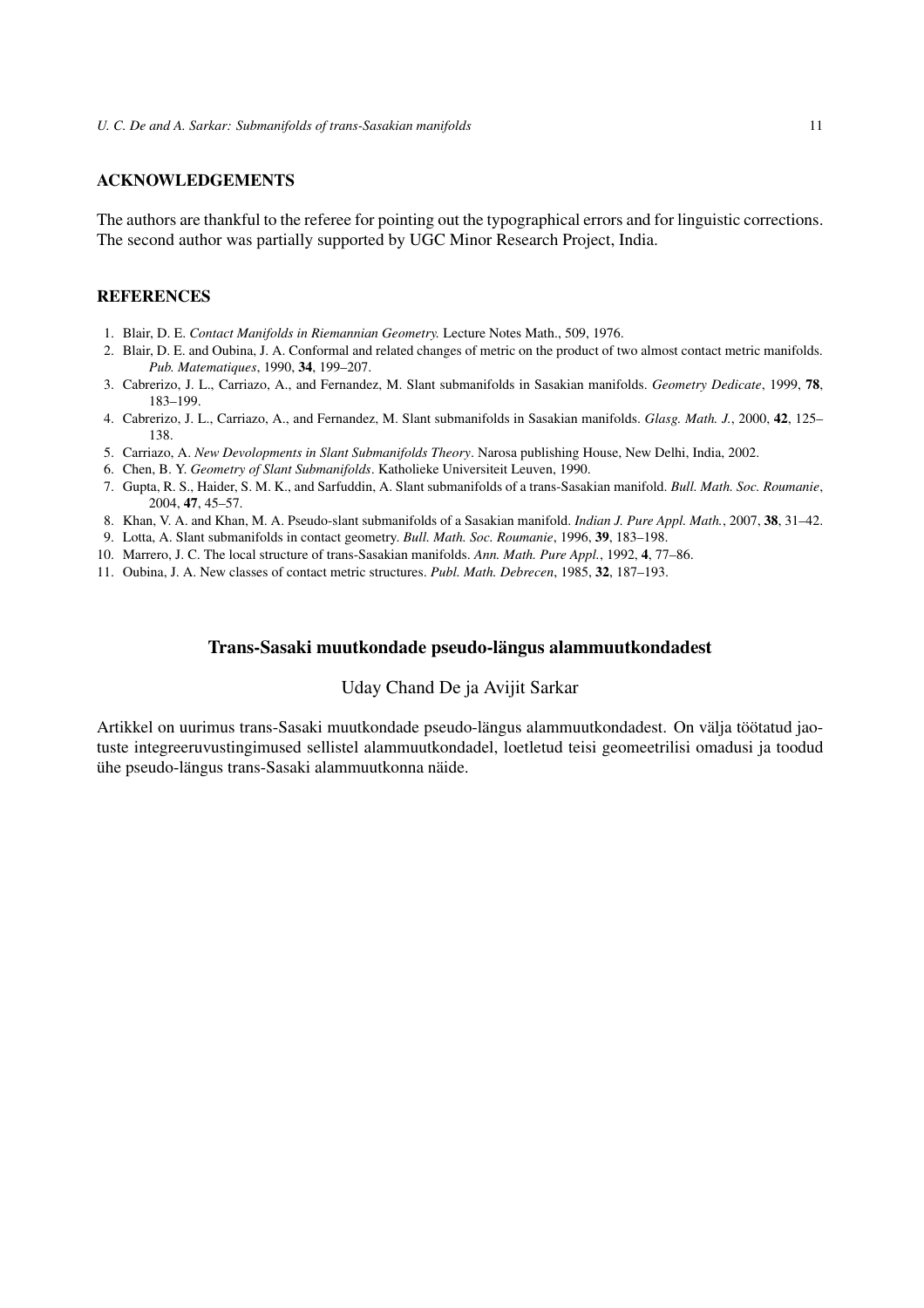## ACKNOWLEDGEMENTS

The authors are thankful to the referee for pointing out the typographical errors and for linguistic corrections. The second author was partially supported by UGC Minor Research Project, India.

## REFERENCES

1. Blair, D. E. *Contact Manifolds in Riemannian Geometry.* Lecture Notes Math., 509, 1976.
2. Blair, D. E. and Oubina, J. A. Conformal and related changes of metric on the product of two almost contact metric manifolds. *Pub. Matematiques*, 1990, **34**, 199–207.
3. Cabrerizo, J. L., Carriazo, A., and Fernandez, M. Slant submanifolds in Sasakian manifolds. *Geometry Dedicate*, 1999, **78**, 183–199.
4. Cabrerizo, J. L., Carriazo, A., and Fernandez, M. Slant submanifolds in Sasakian manifolds. *Glasg. Math. J.*, 2000, **42**, 125–138.
5. Carriazo, A. *New Devolopments in Slant Submanifolds Theory*. Narosa publishing House, New Delhi, India, 2002.
6. Chen, B. Y. *Geometry of Slant Submanifolds*. Katholieke Universiteit Leuven, 1990.
7. Gupta, R. S., Haider, S. M. K., and Sarfuddin, A. Slant submanifolds of a trans-Sasakian manifold. *Bull. Math. Soc. Roumanie*, 2004, **47**, 45–57.
8. Khan, V. A. and Khan, M. A. Pseudo-slant submanifolds of a Sasakian manifold. *Indian J. Pure Appl. Math.*, 2007, **38**, 31–42.
9. Lotta, A. Slant submanifolds in contact geometry. *Bull. Math. Soc. Roumanie*, 1996, **39**, 183–198.
10. Marrero, J. C. The local structure of trans-Sasakian manifolds. *Ann. Math. Pure Appl.*, 1992, **4**, 77–86.
11. Oubina, J. A. New classes of contact metric structures. *Publ. Math. Debrecen*, 1985, **32**, 187–193.

## Trans-Sasaki muutkondade pseudo-längus alammuutkondadest

Uday Chand De ja Avijit Sarkar

Artikkel on uurimus trans-Sasaki muutkondade pseudo-längus alammuutkondadest. On välja töötatud jaotuste integreeruvustingimused sellistel alammuutkondadel, loetletud teisi geomeetrilisi omadusi ja toodud ühe pseudo-längus trans-Sasaki alammuutkonna näide.